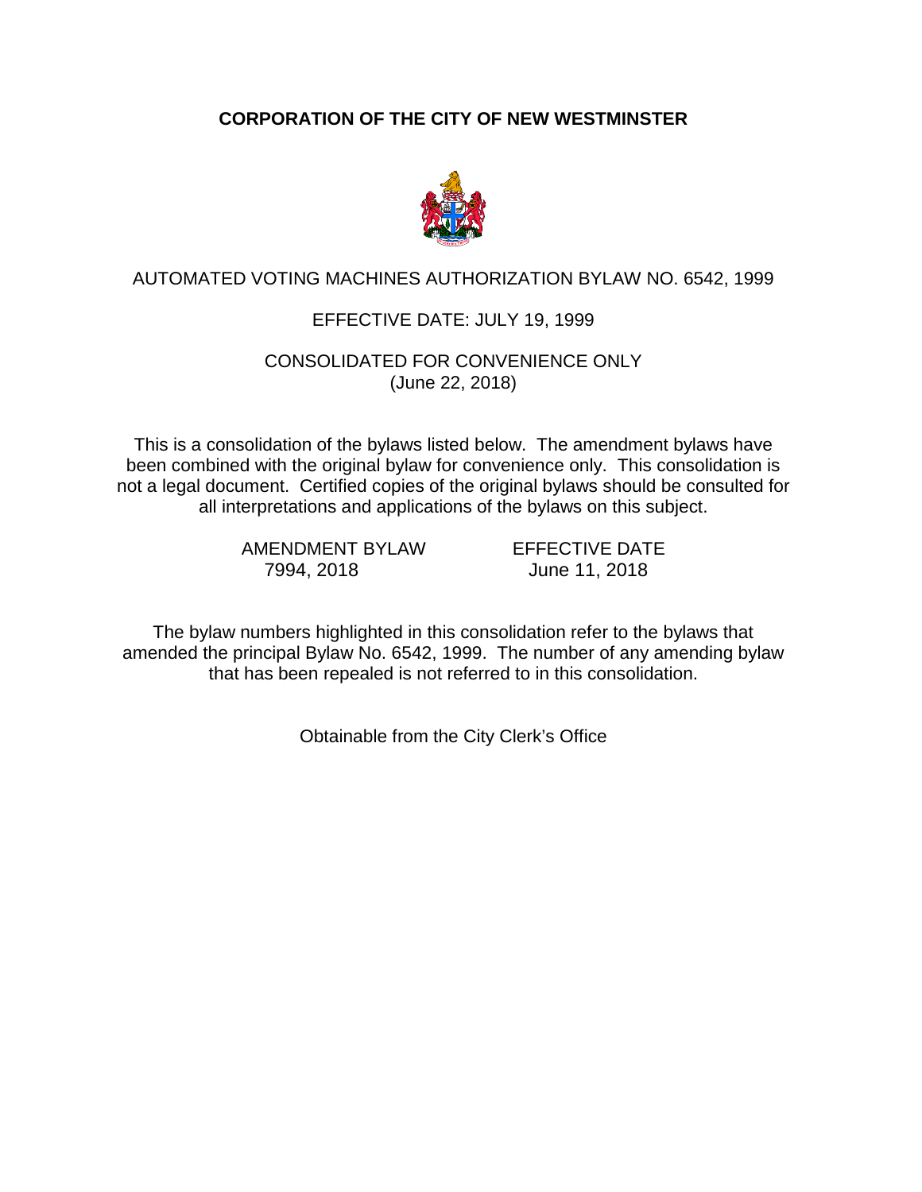# CORPORATION OF THE CITY OF NEW WESTMINSTER

AUTOMATED VOTING MACHINES AUTHORIZATION BYLAW NO. 6542, 1999

EFFECTIVE DATE: JULY 19, 1999

CONSOLIDATED FOR CONVENIENCE ONLY
(June 22, 2018)

This is a consolidation of the bylaws listed below. The amendment bylaws have been combined with the original bylaw for convenience only. This consolidation is not a legal document. Certified copies of the original bylaws should be consulted for all interpretations and applications of the bylaws on this subject.

| AMENDMENT BYLAW | EFFECTIVE DATE |
| --- | --- |
| 7994, 2018 | June 11, 2018 |

The bylaw numbers highlighted in this consolidation refer to the bylaws that amended the principal Bylaw No. 6542, 1999. The number of any amending bylaw that has been repealed is not referred to in this consolidation.

Obtainable from the City Clerk's Office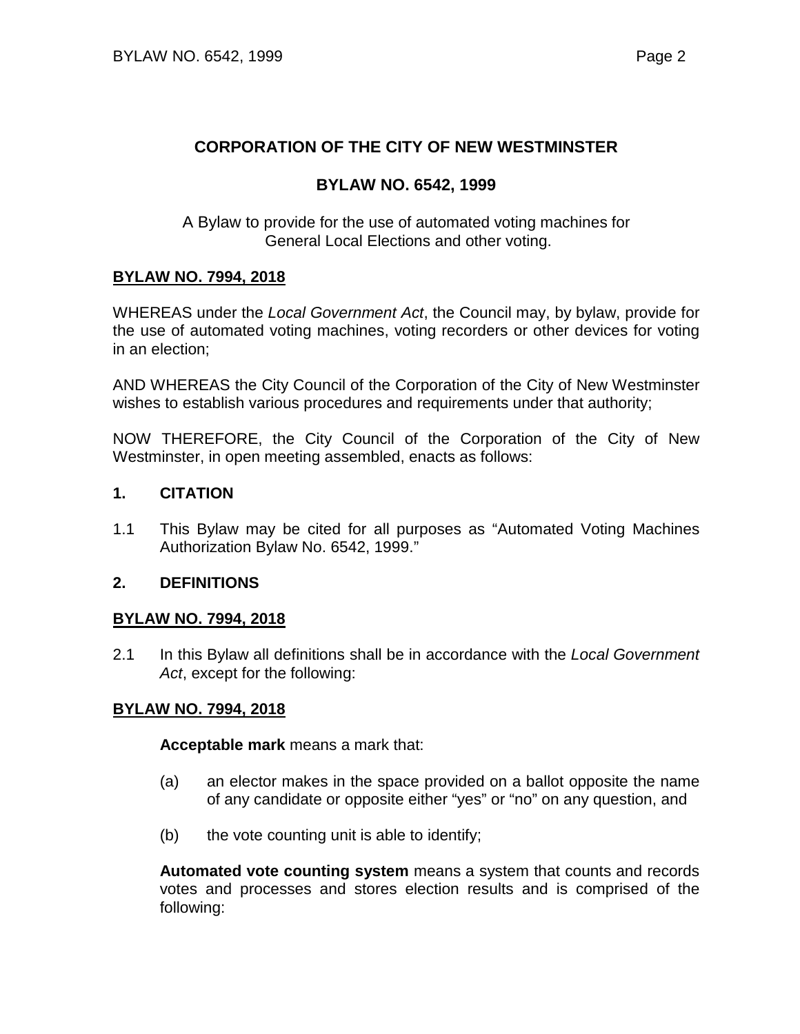**CORPORATION OF THE CITY OF NEW WESTMINSTER**

**BYLAW NO. 6542, 1999**

A Bylaw to provide for the use of automated voting machines for General Local Elections and other voting.

**BYLAW NO. 7994, 2018**

WHEREAS under the *Local Government Act*, the Council may, by bylaw, provide for the use of automated voting machines, voting recorders or other devices for voting in an election;

AND WHEREAS the City Council of the Corporation of the City of New Westminster wishes to establish various procedures and requirements under that authority;

NOW THEREFORE, the City Council of the Corporation of the City of New Westminster, in open meeting assembled, enacts as follows:

## 1. CITATION

1.1 This Bylaw may be cited for all purposes as "Automated Voting Machines Authorization Bylaw No. 6542, 1999."

## 2. DEFINITIONS

**BYLAW NO. 7994, 2018**

2.1 In this Bylaw all definitions shall be in accordance with the *Local Government Act*, except for the following:

**BYLAW NO. 7994, 2018**

**Acceptable mark** means a mark that:

(a) an elector makes in the space provided on a ballot opposite the name of any candidate or opposite either "yes" or "no" on any question, and

(b) the vote counting unit is able to identify;

**Automated vote counting system** means a system that counts and records votes and processes and stores election results and is comprised of the following: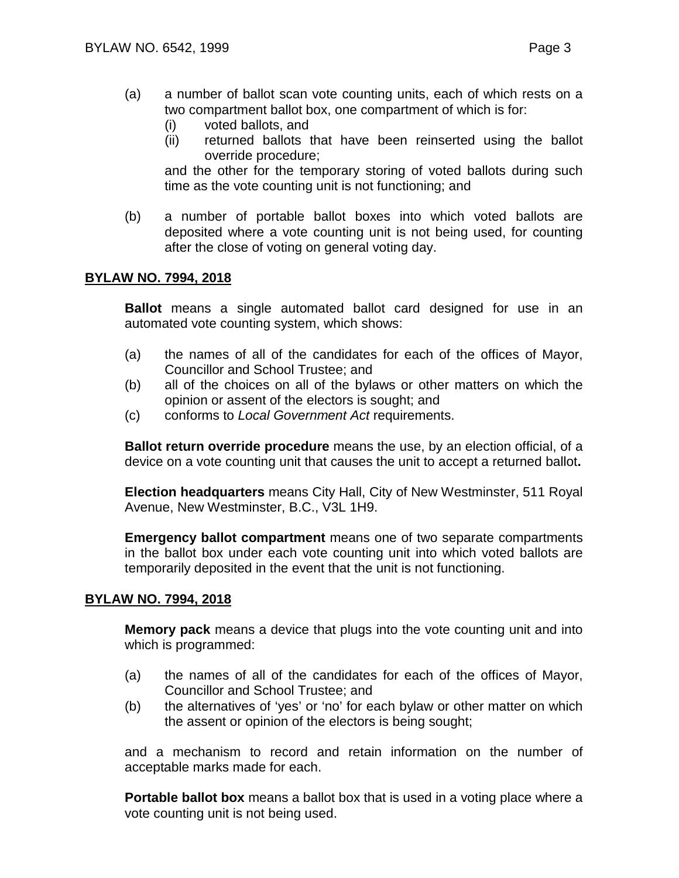(a) a number of ballot scan vote counting units, each of which rests on a two compartment ballot box, one compartment of which is for:
   (i) voted ballots, and
   (ii) returned ballots that have been reinserted using the ballot override procedure;

   and the other for the temporary storing of voted ballots during such time as the vote counting unit is not functioning; and

(b) a number of portable ballot boxes into which voted ballots are deposited where a vote counting unit is not being used, for counting after the close of voting on general voting day.

**BYLAW NO. 7994, 2018**

**Ballot** means a single automated ballot card designed for use in an automated vote counting system, which shows:

(a) the names of all of the candidates for each of the offices of Mayor, Councillor and School Trustee; and
(b) all of the choices on all of the bylaws or other matters on which the opinion or assent of the electors is sought; and
(c) conforms to *Local Government Act* requirements.

**Ballot return override procedure** means the use, by an election official, of a device on a vote counting unit that causes the unit to accept a returned ballot**.**

**Election headquarters** means City Hall, City of New Westminster, 511 Royal Avenue, New Westminster, B.C., V3L 1H9.

**Emergency ballot compartment** means one of two separate compartments in the ballot box under each vote counting unit into which voted ballots are temporarily deposited in the event that the unit is not functioning.

**BYLAW NO. 7994, 2018**

**Memory pack** means a device that plugs into the vote counting unit and into which is programmed:

(a) the names of all of the candidates for each of the offices of Mayor, Councillor and School Trustee; and
(b) the alternatives of 'yes' or 'no' for each bylaw or other matter on which the assent or opinion of the electors is being sought;

and a mechanism to record and retain information on the number of acceptable marks made for each.

**Portable ballot box** means a ballot box that is used in a voting place where a vote counting unit is not being used.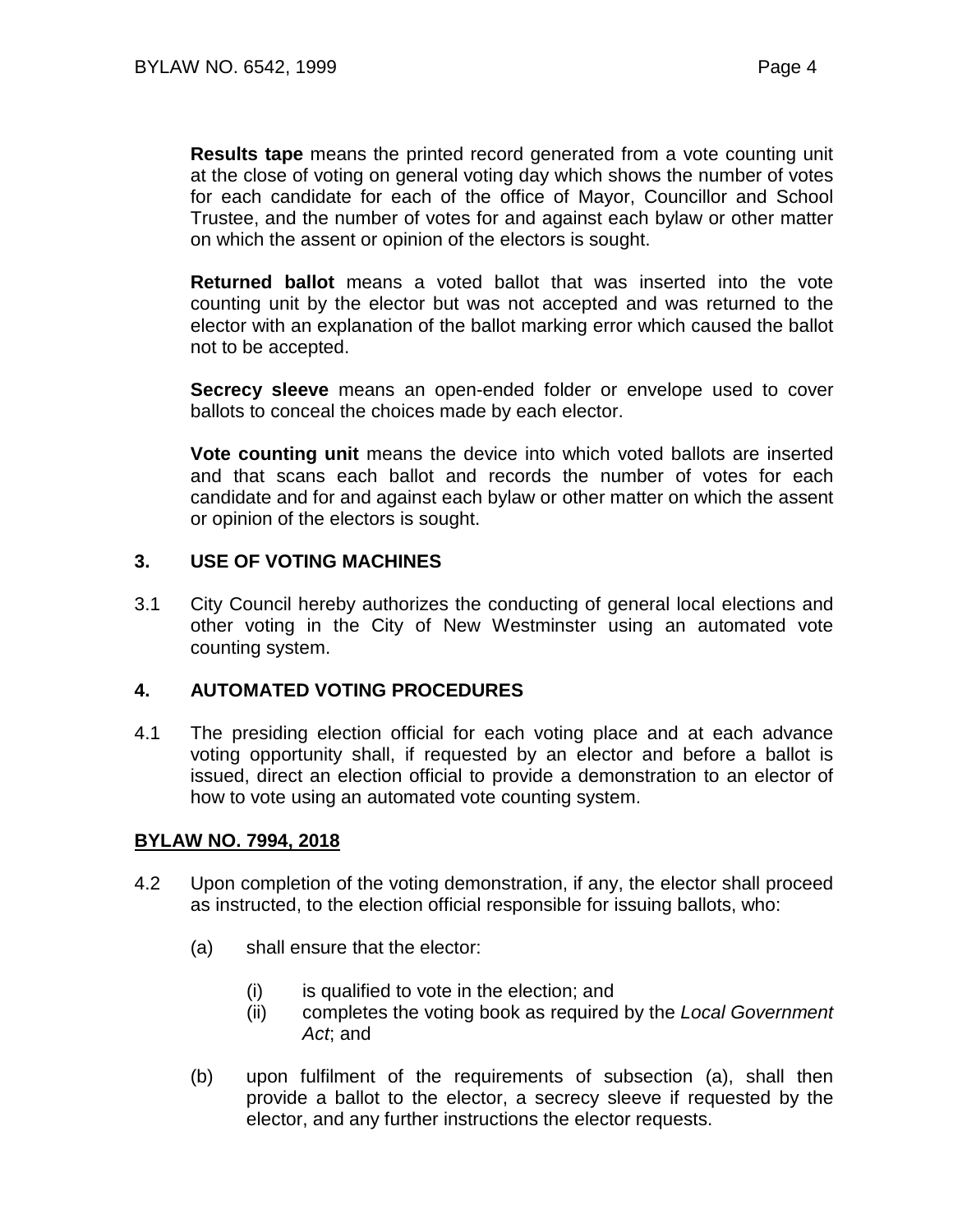**Results tape** means the printed record generated from a vote counting unit at the close of voting on general voting day which shows the number of votes for each candidate for each of the office of Mayor, Councillor and School Trustee, and the number of votes for and against each bylaw or other matter on which the assent or opinion of the electors is sought.

**Returned ballot** means a voted ballot that was inserted into the vote counting unit by the elector but was not accepted and was returned to the elector with an explanation of the ballot marking error which caused the ballot not to be accepted.

**Secrecy sleeve** means an open-ended folder or envelope used to cover ballots to conceal the choices made by each elector.

**Vote counting unit** means the device into which voted ballots are inserted and that scans each ballot and records the number of votes for each candidate and for and against each bylaw or other matter on which the assent or opinion of the electors is sought.

## 3. USE OF VOTING MACHINES

3.1 City Council hereby authorizes the conducting of general local elections and other voting in the City of New Westminster using an automated vote counting system.

## 4. AUTOMATED VOTING PROCEDURES

4.1 The presiding election official for each voting place and at each advance voting opportunity shall, if requested by an elector and before a ballot is issued, direct an election official to provide a demonstration to an elector of how to vote using an automated vote counting system.

**BYLAW NO. 7994, 2018**

4.2 Upon completion of the voting demonstration, if any, the elector shall proceed as instructed, to the election official responsible for issuing ballots, who:

(a) shall ensure that the elector:

(i) is qualified to vote in the election; and

(ii) completes the voting book as required by the *Local Government Act*; and

(b) upon fulfilment of the requirements of subsection (a), shall then provide a ballot to the elector, a secrecy sleeve if requested by the elector, and any further instructions the elector requests.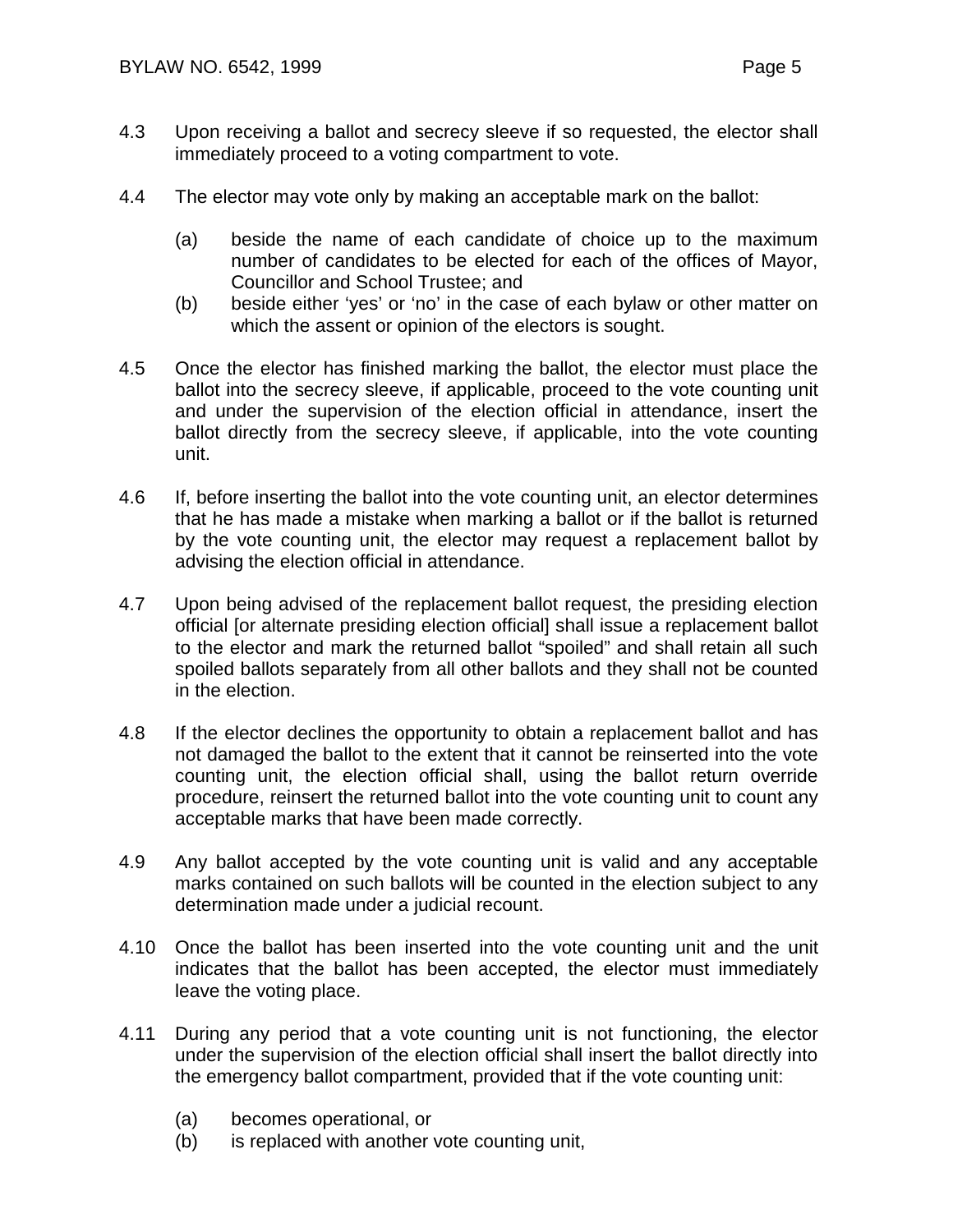4.3 Upon receiving a ballot and secrecy sleeve if so requested, the elector shall immediately proceed to a voting compartment to vote.

4.4 The elector may vote only by making an acceptable mark on the ballot:

(a) beside the name of each candidate of choice up to the maximum number of candidates to be elected for each of the offices of Mayor, Councillor and School Trustee; and
(b) beside either 'yes' or 'no' in the case of each bylaw or other matter on which the assent or opinion of the electors is sought.

4.5 Once the elector has finished marking the ballot, the elector must place the ballot into the secrecy sleeve, if applicable, proceed to the vote counting unit and under the supervision of the election official in attendance, insert the ballot directly from the secrecy sleeve, if applicable, into the vote counting unit.

4.6 If, before inserting the ballot into the vote counting unit, an elector determines that he has made a mistake when marking a ballot or if the ballot is returned by the vote counting unit, the elector may request a replacement ballot by advising the election official in attendance.

4.7 Upon being advised of the replacement ballot request, the presiding election official [or alternate presiding election official] shall issue a replacement ballot to the elector and mark the returned ballot "spoiled" and shall retain all such spoiled ballots separately from all other ballots and they shall not be counted in the election.

4.8 If the elector declines the opportunity to obtain a replacement ballot and has not damaged the ballot to the extent that it cannot be reinserted into the vote counting unit, the election official shall, using the ballot return override procedure, reinsert the returned ballot into the vote counting unit to count any acceptable marks that have been made correctly.

4.9 Any ballot accepted by the vote counting unit is valid and any acceptable marks contained on such ballots will be counted in the election subject to any determination made under a judicial recount.

4.10 Once the ballot has been inserted into the vote counting unit and the unit indicates that the ballot has been accepted, the elector must immediately leave the voting place.

4.11 During any period that a vote counting unit is not functioning, the elector under the supervision of the election official shall insert the ballot directly into the emergency ballot compartment, provided that if the vote counting unit:

(a) becomes operational, or
(b) is replaced with another vote counting unit,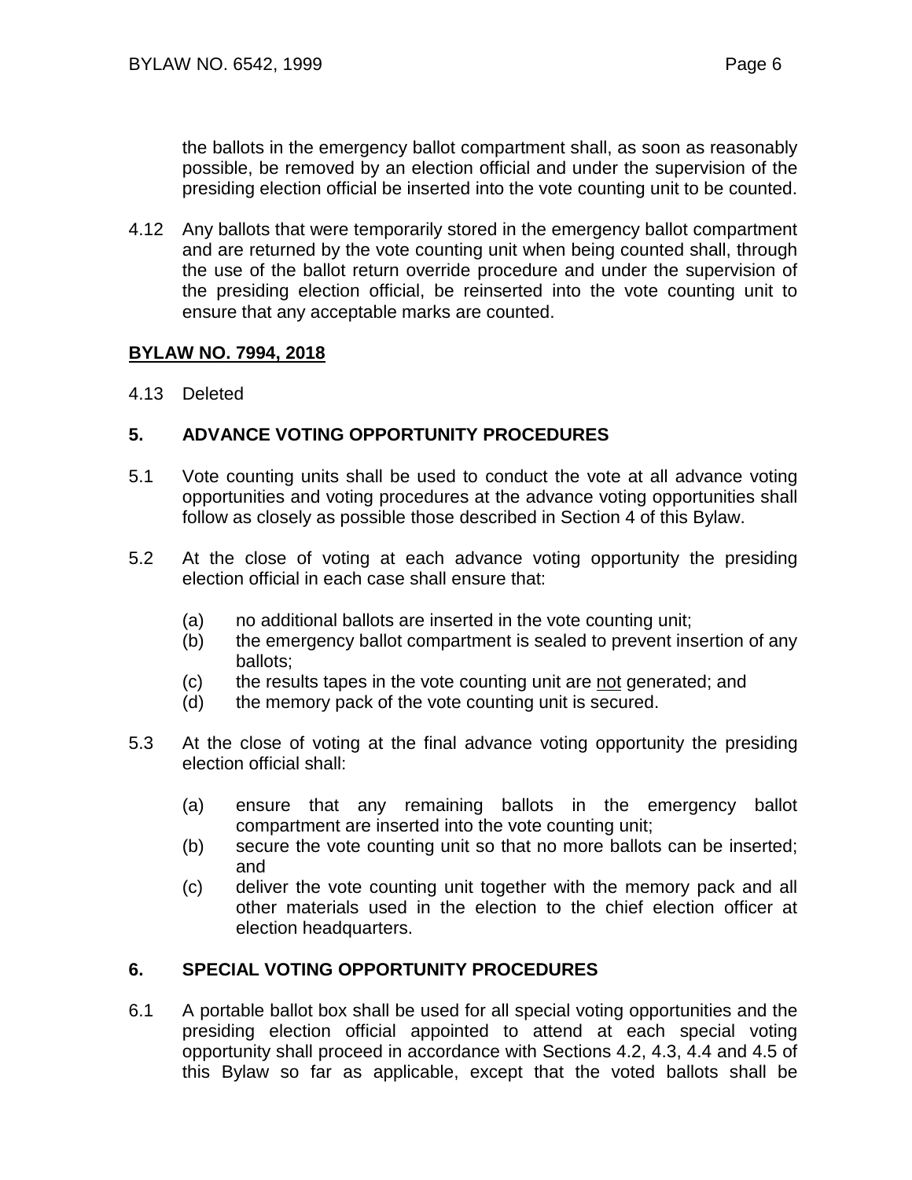the ballots in the emergency ballot compartment shall, as soon as reasonably possible, be removed by an election official and under the supervision of the presiding election official be inserted into the vote counting unit to be counted.

4.12 Any ballots that were temporarily stored in the emergency ballot compartment and are returned by the vote counting unit when being counted shall, through the use of the ballot return override procedure and under the supervision of the presiding election official, be reinserted into the vote counting unit to ensure that any acceptable marks are counted.

**BYLAW NO. 7994, 2018**

4.13 Deleted

## 5. ADVANCE VOTING OPPORTUNITY PROCEDURES

5.1 Vote counting units shall be used to conduct the vote at all advance voting opportunities and voting procedures at the advance voting opportunities shall follow as closely as possible those described in Section 4 of this Bylaw.

5.2 At the close of voting at each advance voting opportunity the presiding election official in each case shall ensure that:

- (a) no additional ballots are inserted in the vote counting unit;
- (b) the emergency ballot compartment is sealed to prevent insertion of any ballots;
- (c) the results tapes in the vote counting unit are not generated; and
- (d) the memory pack of the vote counting unit is secured.

5.3 At the close of voting at the final advance voting opportunity the presiding election official shall:

- (a) ensure that any remaining ballots in the emergency ballot compartment are inserted into the vote counting unit;
- (b) secure the vote counting unit so that no more ballots can be inserted; and
- (c) deliver the vote counting unit together with the memory pack and all other materials used in the election to the chief election officer at election headquarters.

## 6. SPECIAL VOTING OPPORTUNITY PROCEDURES

6.1 A portable ballot box shall be used for all special voting opportunities and the presiding election official appointed to attend at each special voting opportunity shall proceed in accordance with Sections 4.2, 4.3, 4.4 and 4.5 of this Bylaw so far as applicable, except that the voted ballots shall be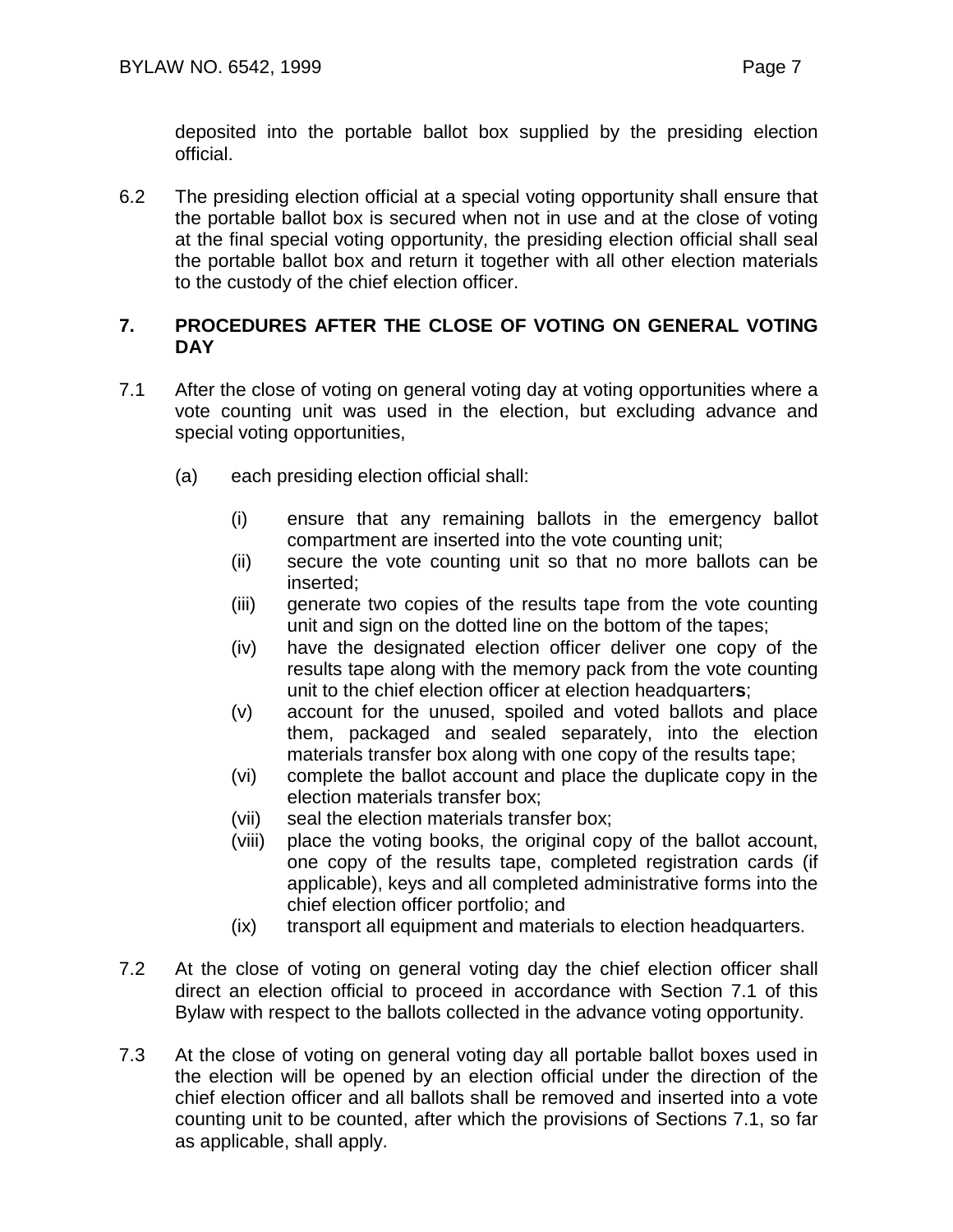deposited into the portable ballot box supplied by the presiding election official.

6.2 The presiding election official at a special voting opportunity shall ensure that the portable ballot box is secured when not in use and at the close of voting at the final special voting opportunity, the presiding election official shall seal the portable ballot box and return it together with all other election materials to the custody of the chief election officer.

## 7. PROCEDURES AFTER THE CLOSE OF VOTING ON GENERAL VOTING DAY

7.1 After the close of voting on general voting day at voting opportunities where a vote counting unit was used in the election, but excluding advance and special voting opportunities,

(a) each presiding election official shall:

(i) ensure that any remaining ballots in the emergency ballot compartment are inserted into the vote counting unit;
(ii) secure the vote counting unit so that no more ballots can be inserted;
(iii) generate two copies of the results tape from the vote counting unit and sign on the dotted line on the bottom of the tapes;
(iv) have the designated election officer deliver one copy of the results tape along with the memory pack from the vote counting unit to the chief election officer at election headquarter**s**;
(v) account for the unused, spoiled and voted ballots and place them, packaged and sealed separately, into the election materials transfer box along with one copy of the results tape;
(vi) complete the ballot account and place the duplicate copy in the election materials transfer box;
(vii) seal the election materials transfer box;
(viii) place the voting books, the original copy of the ballot account, one copy of the results tape, completed registration cards (if applicable), keys and all completed administrative forms into the chief election officer portfolio; and
(ix) transport all equipment and materials to election headquarters.

7.2 At the close of voting on general voting day the chief election officer shall direct an election official to proceed in accordance with Section 7.1 of this Bylaw with respect to the ballots collected in the advance voting opportunity.

7.3 At the close of voting on general voting day all portable ballot boxes used in the election will be opened by an election official under the direction of the chief election officer and all ballots shall be removed and inserted into a vote counting unit to be counted, after which the provisions of Sections 7.1, so far as applicable, shall apply.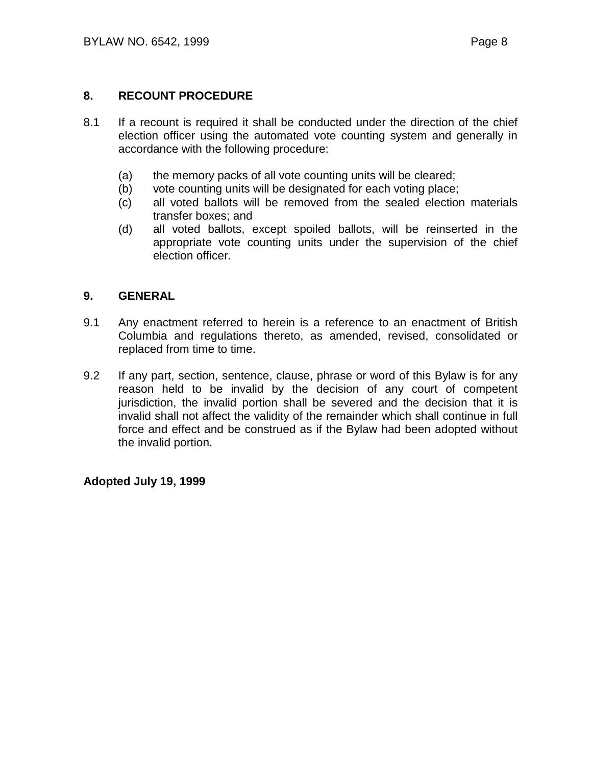## 8. RECOUNT PROCEDURE

8.1 If a recount is required it shall be conducted under the direction of the chief election officer using the automated vote counting system and generally in accordance with the following procedure:

(a) the memory packs of all vote counting units will be cleared;
(b) vote counting units will be designated for each voting place;
(c) all voted ballots will be removed from the sealed election materials transfer boxes; and
(d) all voted ballots, except spoiled ballots, will be reinserted in the appropriate vote counting units under the supervision of the chief election officer.

## 9. GENERAL

9.1 Any enactment referred to herein is a reference to an enactment of British Columbia and regulations thereto, as amended, revised, consolidated or replaced from time to time.

9.2 If any part, section, sentence, clause, phrase or word of this Bylaw is for any reason held to be invalid by the decision of any court of competent jurisdiction, the invalid portion shall be severed and the decision that it is invalid shall not affect the validity of the remainder which shall continue in full force and effect and be construed as if the Bylaw had been adopted without the invalid portion.

**Adopted July 19, 1999**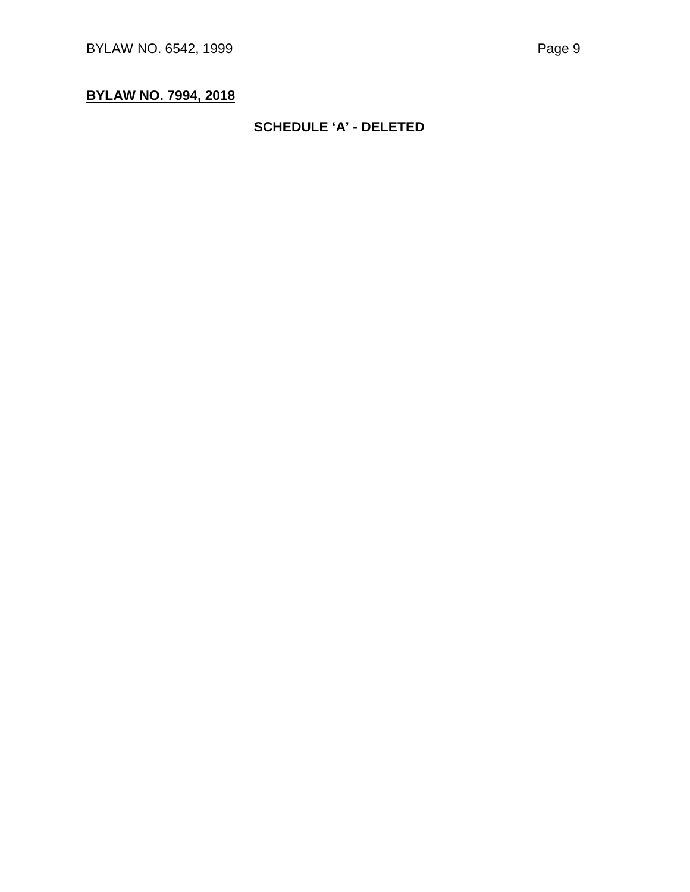**BYLAW NO. 7994, 2018**

**SCHEDULE ‘A’ - DELETED**